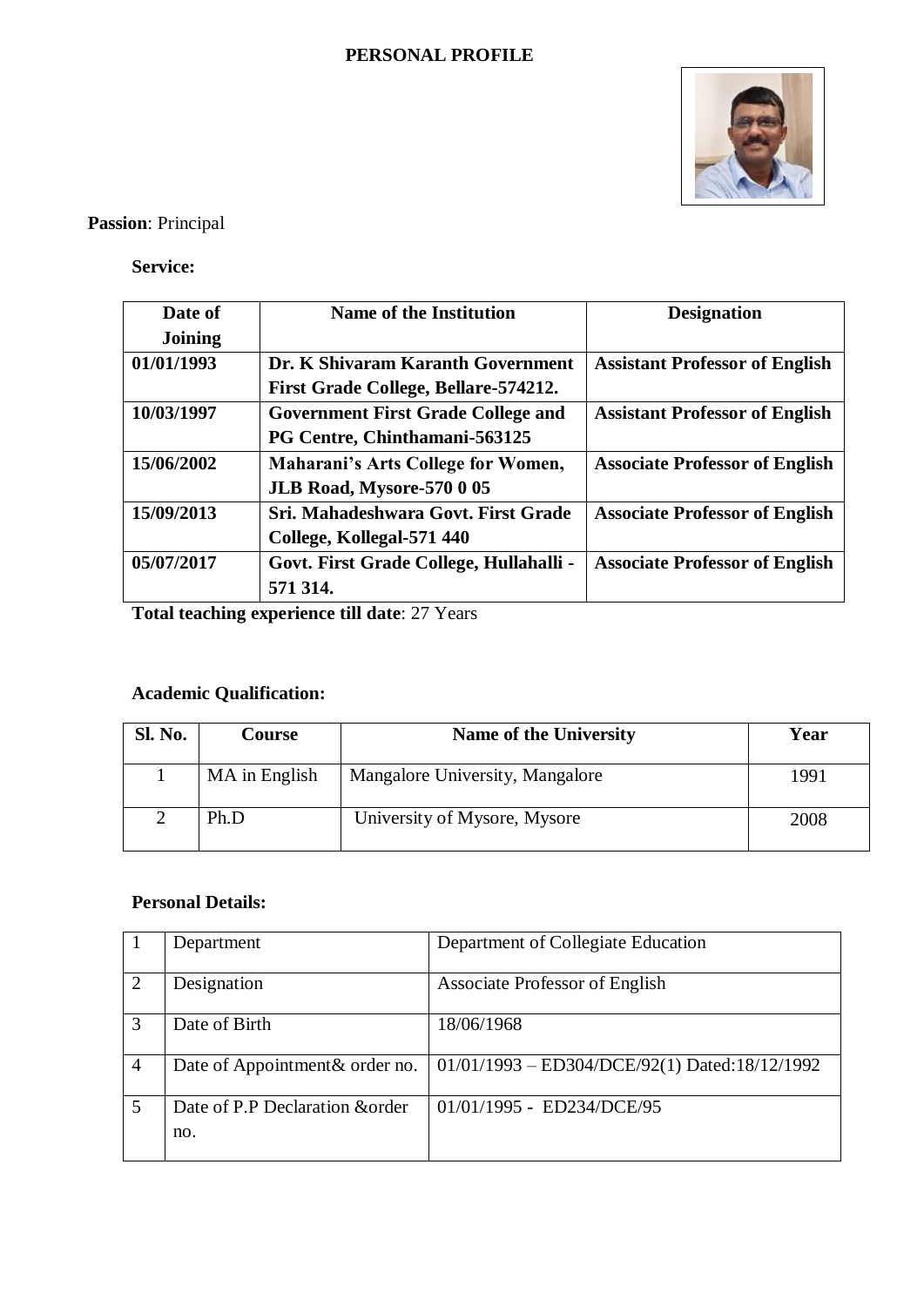# PERSONAL PROFILE

**Passion**: Principal

**Service:**

| Date of Joining | Name of the Institution | Designation |
|---|---|---|
| **01/01/1993** | **Dr. K Shivaram Karanth Government First Grade College, Bellare-574212.** | **Assistant Professor of English** |
| **10/03/1997** | **Government First Grade College and PG Centre, Chinthamani-563125** | **Assistant Professor of English** |
| **15/06/2002** | **Maharani's Arts College for Women, JLB Road, Mysore-570 0 05** | **Associate Professor of English** |
| **15/09/2013** | **Sri. Mahadeshwara Govt. First Grade College, Kollegal-571 440** | **Associate Professor of English** |
| **05/07/2017** | **Govt. First Grade College, Hullahalli - 571 314.** | **Associate Professor of English** |

**Total teaching experience till date**: 27 Years

**Academic Qualification:**

| Sl. No. | Course | Name of the University | Year |
|---|---|---|---|
| 1 | MA in English | Mangalore University, Mangalore | 1991 |
| 2 | Ph.D | University of Mysore, Mysore | 2008 |

**Personal Details:**

| | | |
|---|---|---|
| 1 | Department | Department of Collegiate Education |
| 2 | Designation | Associate Professor of English |
| 3 | Date of Birth | 18/06/1968 |
| 4 | Date of Appointment& order no. | 01/01/1993 – ED304/DCE/92(1) Dated:18/12/1992 |
| 5 | Date of P.P Declaration &order no. | 01/01/1995 - ED234/DCE/95 |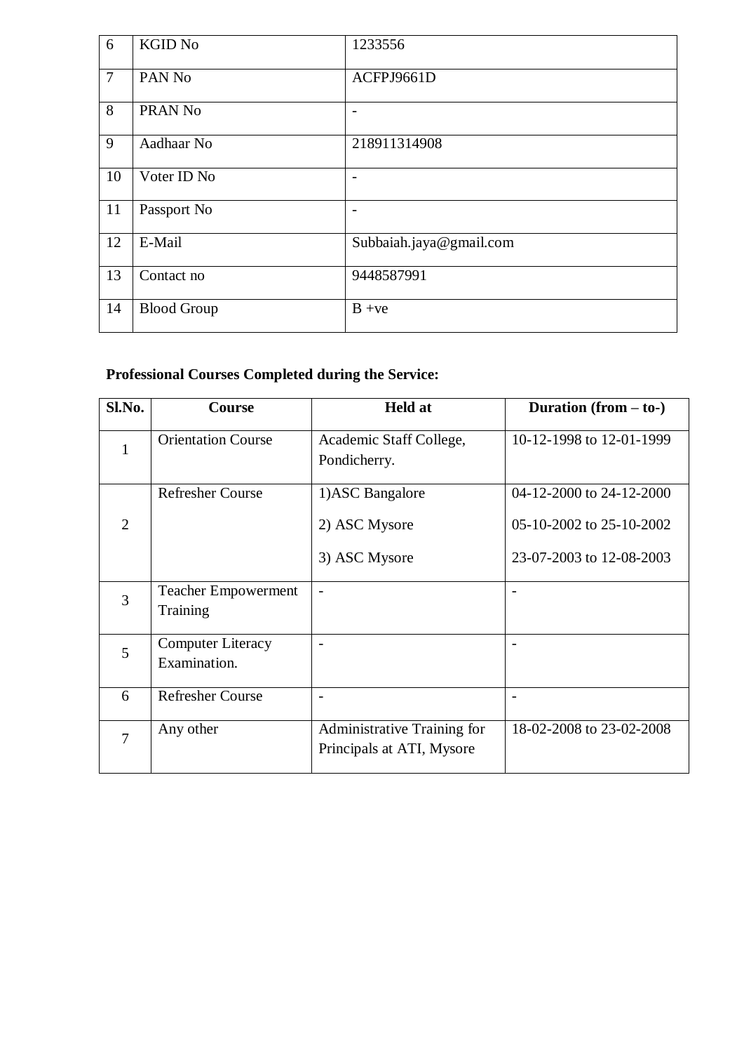| | | |
|---|---|---|
| 6 | KGID No | 1233556 |
| 7 | PAN No | ACFPJ9661D |
| 8 | PRAN No | - |
| 9 | Aadhaar No | 218911314908 |
| 10 | Voter ID No | - |
| 11 | Passport No | - |
| 12 | E-Mail | Subbaiah.jaya@gmail.com |
| 13 | Contact no | 9448587991 |
| 14 | Blood Group | B +ve |

**Professional Courses Completed during the Service:**

| Sl.No. | Course | Held at | Duration (from – to-) |
|---|---|---|---|
| 1 | Orientation Course | Academic Staff College, Pondicherry. | 10-12-1998 to 12-01-1999 |
| 2 | Refresher Course | 1)ASC Bangalore<br>2) ASC Mysore<br>3) ASC Mysore | 04-12-2000 to 24-12-2000<br>05-10-2002 to 25-10-2002<br>23-07-2003 to 12-08-2003 |
| 3 | Teacher Empowerment Training | - | - |
| 5 | Computer Literacy Examination. | - | - |
| 6 | Refresher Course | - | - |
| 7 | Any other | Administrative Training for Principals at ATI, Mysore | 18-02-2008 to 23-02-2008 |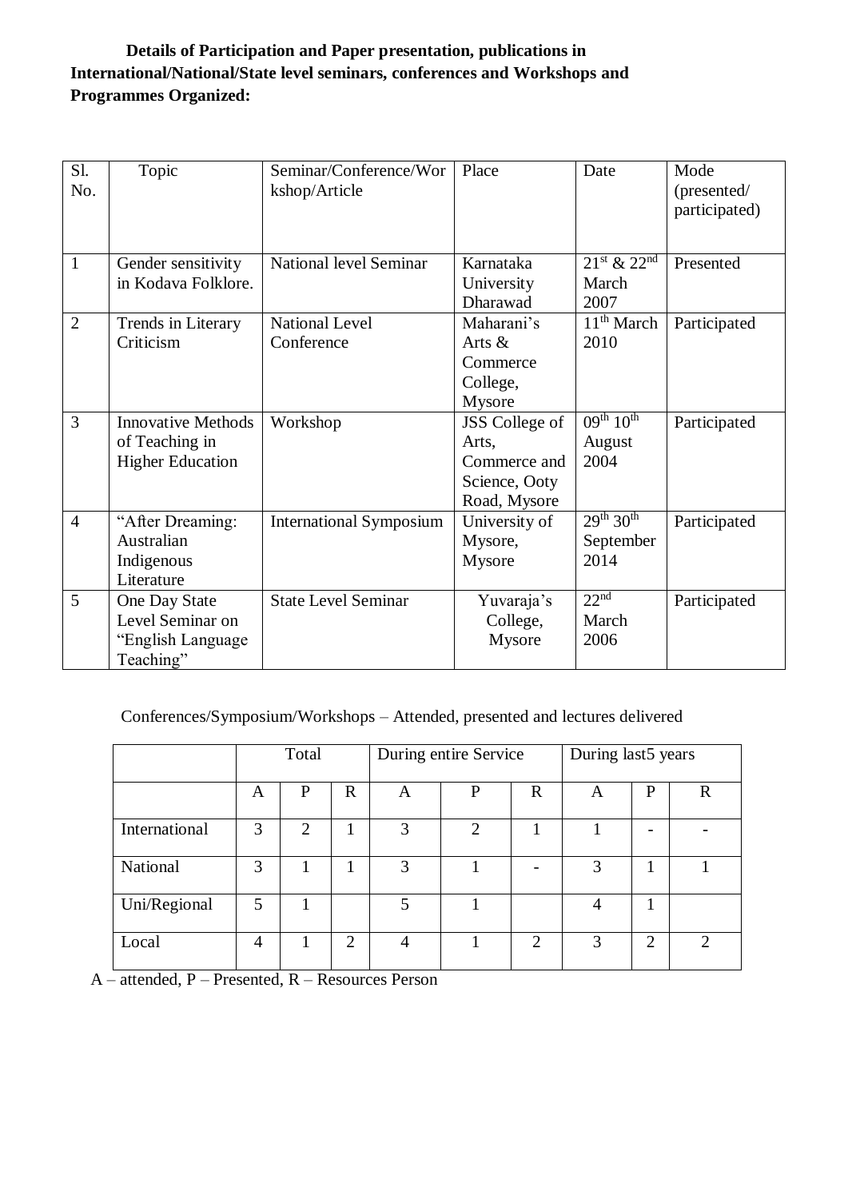**Details of Participation and Paper presentation, publications in International/National/State level seminars, conferences and Workshops and Programmes Organized:**

| Sl. No. | Topic | Seminar/Conference/Workshop/Article | Place | Date | Mode (presented/ participated) |
|---|---|---|---|---|---|
| 1 | Gender sensitivity in Kodava Folklore. | National level Seminar | Karnataka University Dharawad | 21st & 22nd March 2007 | Presented |
| 2 | Trends in Literary Criticism | National Level Conference | Maharani's Arts & Commerce College, Mysore | 11th March 2010 | Participated |
| 3 | Innovative Methods of Teaching in Higher Education | Workshop | JSS College of Arts, Commerce and Science, Ooty Road, Mysore | 09th 10th August 2004 | Participated |
| 4 | "After Dreaming: Australian Indigenous Literature | International Symposium | University of Mysore, Mysore | 29th 30th September 2014 | Participated |
| 5 | One Day State Level Seminar on "English Language Teaching" | State Level Seminar | Yuvaraja's College, Mysore | 22nd March 2006 | Participated |

Conferences/Symposium/Workshops – Attended, presented and lectures delivered

| | Total | | | During entire Service | | | During last5 years | | |
|---|---|---|---|---|---|---|---|---|---|
| | A | P | R | A | P | R | A | P | R |
| International | 3 | 2 | 1 | 3 | 2 | 1 | 1 | - | - |
| National | 3 | 1 | 1 | 3 | 1 | - | 3 | 1 | 1 |
| Uni/Regional | 5 | 1 | | 5 | 1 | | 4 | 1 | |
| Local | 4 | 1 | 2 | 4 | 1 | 2 | 3 | 2 | 2 |

A – attended, P – Presented, R – Resources Person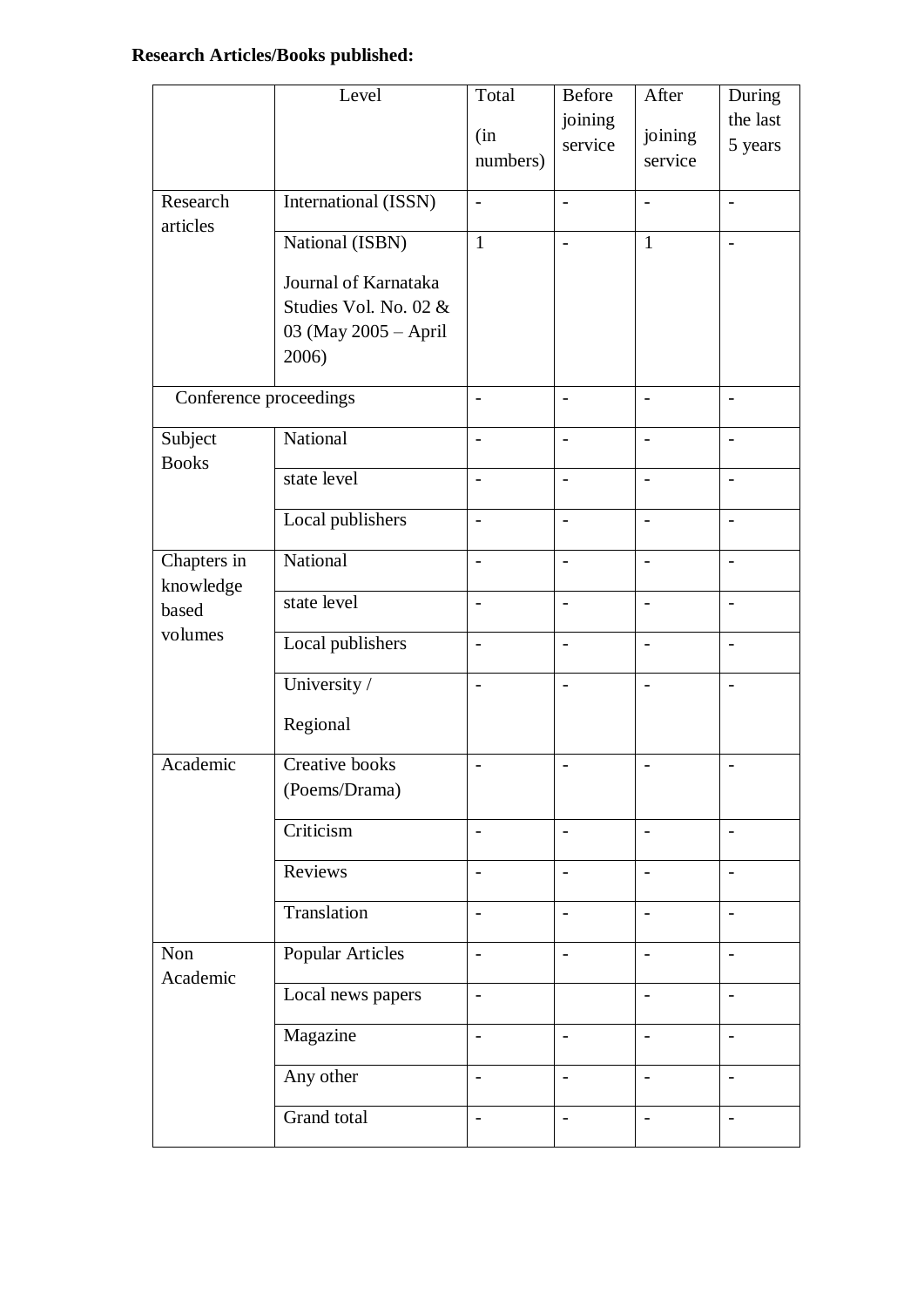**Research Articles/Books published:**

| | Level | Total (in numbers) | Before joining service | After joining service | During the last 5 years |
|---|---|---|---|---|---|
| Research articles | International (ISSN) | - | - | - | - |
| | National (ISBN) Journal of Karnataka Studies Vol. No. 02 & 03 (May 2005 – April 2006) | 1 | - | 1 | - |
| Conference proceedings | | - | - | - | - |
| Subject Books | National | - | - | - | - |
| | state level | - | - | - | - |
| | Local publishers | - | - | - | - |
| Chapters in knowledge based volumes | National | - | - | - | - |
| | state level | - | - | - | - |
| | Local publishers | - | - | - | - |
| | University / Regional | - | - | - | - |
| Academic | Creative books (Poems/Drama) | - | - | - | - |
| | Criticism | - | - | - | - |
| | Reviews | - | - | - | - |
| | Translation | - | - | - | - |
| Non Academic | Popular Articles | - | - | - | - |
| | Local news papers | - | | - | - |
| | Magazine | - | - | - | - |
| | Any other | - | - | - | - |
| | Grand total | - | - | - | - |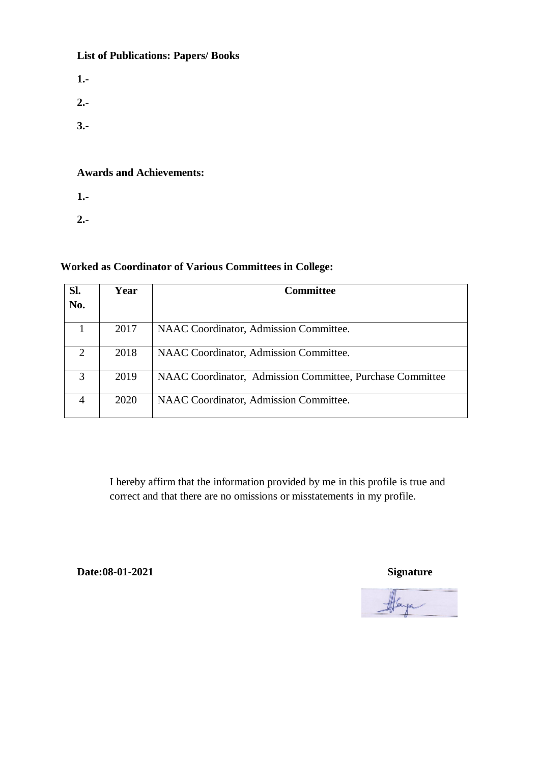**List of Publications: Papers/ Books**

**1.-**

**2.-**

**3.-**

**Awards and Achievements:**

**1.-**

**2.-**

**Worked as Coordinator of Various Committees in College:**

| Sl. No. | Year | Committee |
|---|---|---|
| 1 | 2017 | NAAC Coordinator, Admission Committee. |
| 2 | 2018 | NAAC Coordinator, Admission Committee. |
| 3 | 2019 | NAAC Coordinator, Admission Committee, Purchase Committee |
| 4 | 2020 | NAAC Coordinator, Admission Committee. |

I hereby affirm that the information provided by me in this profile is true and correct and that there are no omissions or misstatements in my profile.

**Date:08-01-2021** **Signature**